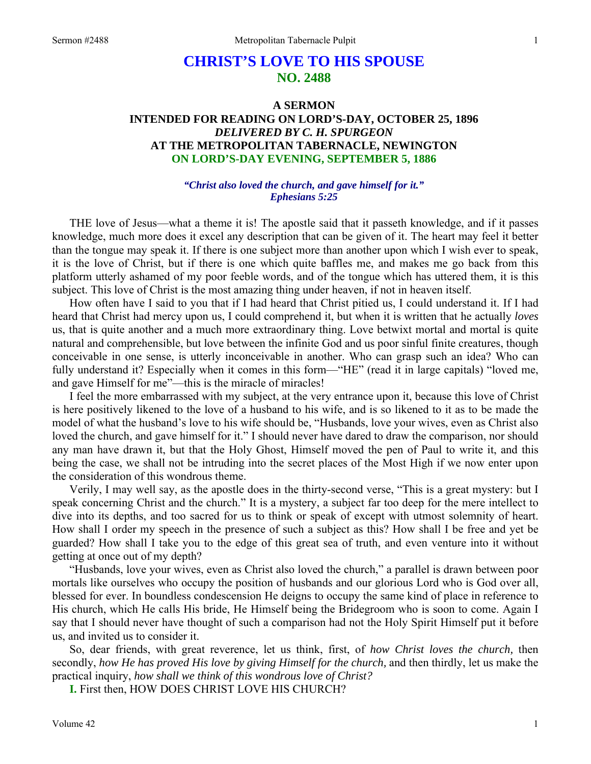# CHRIST'S LOVE TO HIS SPOUSE
## NO. 2488

### A SERMON
### INTENDED FOR READING ON LORD'S-DAY, OCTOBER 25, 1896
### *DELIVERED BY C. H. SPURGEON*
### AT THE METROPOLITAN TABERNACLE, NEWINGTON
### ON LORD'S-DAY EVENING, SEPTEMBER 5, 1886

***"Christ also loved the church, and gave himself for it."***
***Ephesians 5:25***

THE love of Jesus—what a theme it is! The apostle said that it passeth knowledge, and if it passes knowledge, much more does it excel any description that can be given of it. The heart may feel it better than the tongue may speak it. If there is one subject more than another upon which I wish ever to speak, it is the love of Christ, but if there is one which quite baffles me, and makes me go back from this platform utterly ashamed of my poor feeble words, and of the tongue which has uttered them, it is this subject. This love of Christ is the most amazing thing under heaven, if not in heaven itself.

How often have I said to you that if I had heard that Christ pitied us, I could understand it. If I had heard that Christ had mercy upon us, I could comprehend it, but when it is written that he actually *loves* us, that is quite another and a much more extraordinary thing. Love betwixt mortal and mortal is quite natural and comprehensible, but love between the infinite God and us poor sinful finite creatures, though conceivable in one sense, is utterly inconceivable in another. Who can grasp such an idea? Who can fully understand it? Especially when it comes in this form—"HE" (read it in large capitals) "loved me, and gave Himself for me"—this is the miracle of miracles!

I feel the more embarrassed with my subject, at the very entrance upon it, because this love of Christ is here positively likened to the love of a husband to his wife, and is so likened to it as to be made the model of what the husband's love to his wife should be, "Husbands, love your wives, even as Christ also loved the church, and gave himself for it." I should never have dared to draw the comparison, nor should any man have drawn it, but that the Holy Ghost, Himself moved the pen of Paul to write it, and this being the case, we shall not be intruding into the secret places of the Most High if we now enter upon the consideration of this wondrous theme.

Verily, I may well say, as the apostle does in the thirty-second verse, "This is a great mystery: but I speak concerning Christ and the church." It is a mystery, a subject far too deep for the mere intellect to dive into its depths, and too sacred for us to think or speak of except with utmost solemnity of heart. How shall I order my speech in the presence of such a subject as this? How shall I be free and yet be guarded? How shall I take you to the edge of this great sea of truth, and even venture into it without getting at once out of my depth?

"Husbands, love your wives, even as Christ also loved the church," a parallel is drawn between poor mortals like ourselves who occupy the position of husbands and our glorious Lord who is God over all, blessed for ever. In boundless condescension He deigns to occupy the same kind of place in reference to His church, which He calls His bride, He Himself being the Bridegroom who is soon to come. Again I say that I should never have thought of such a comparison had not the Holy Spirit Himself put it before us, and invited us to consider it.

So, dear friends, with great reverence, let us think, first, of *how Christ loves the church,* then secondly, *how He has proved His love by giving Himself for the church,* and then thirdly, let us make the practical inquiry, *how shall we think of this wondrous love of Christ?*

**I.** First then, HOW DOES CHRIST LOVE HIS CHURCH?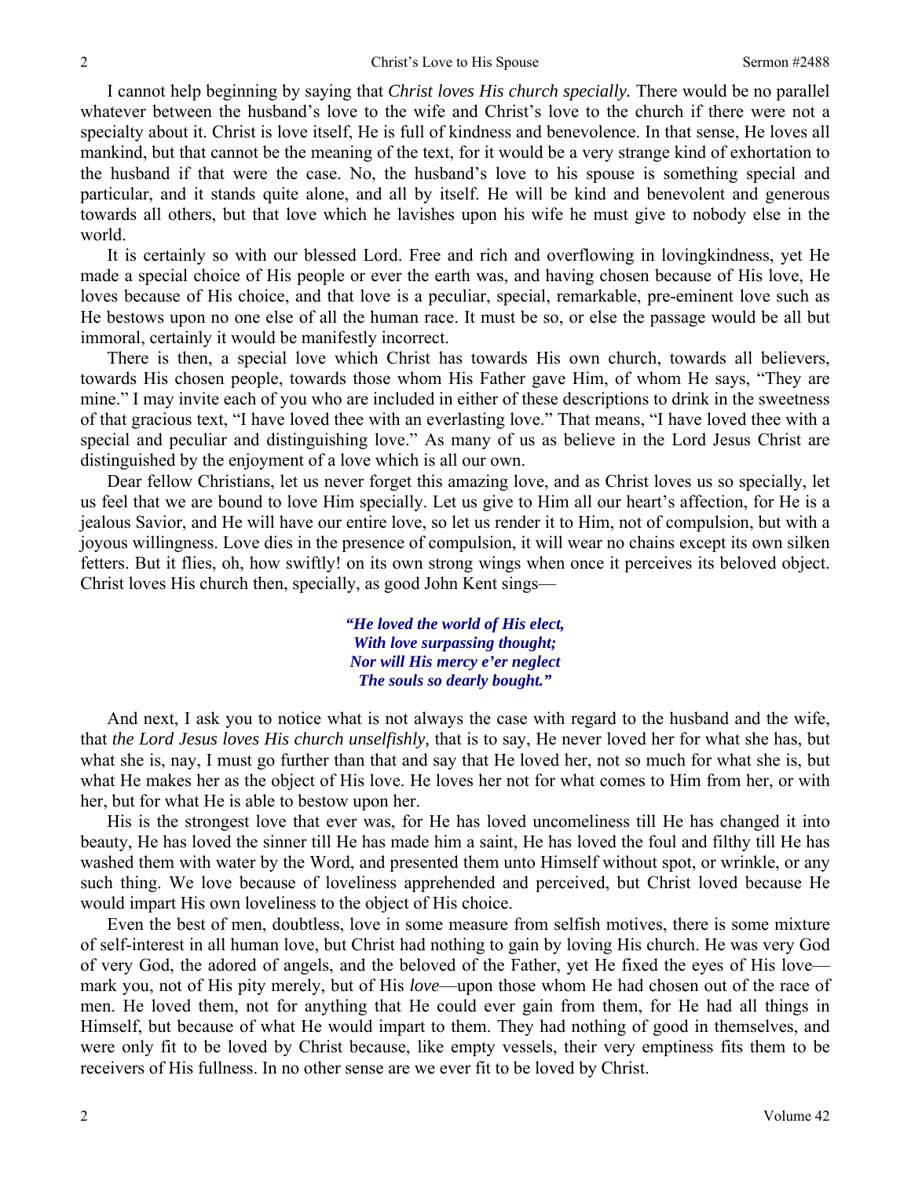I cannot help beginning by saying that *Christ loves His church specially.* There would be no parallel whatever between the husband's love to the wife and Christ's love to the church if there were not a specialty about it. Christ is love itself, He is full of kindness and benevolence. In that sense, He loves all mankind, but that cannot be the meaning of the text, for it would be a very strange kind of exhortation to the husband if that were the case. No, the husband's love to his spouse is something special and particular, and it stands quite alone, and all by itself. He will be kind and benevolent and generous towards all others, but that love which he lavishes upon his wife he must give to nobody else in the world.

It is certainly so with our blessed Lord. Free and rich and overflowing in lovingkindness, yet He made a special choice of His people or ever the earth was, and having chosen because of His love, He loves because of His choice, and that love is a peculiar, special, remarkable, pre-eminent love such as He bestows upon no one else of all the human race. It must be so, or else the passage would be all but immoral, certainly it would be manifestly incorrect.

There is then, a special love which Christ has towards His own church, towards all believers, towards His chosen people, towards those whom His Father gave Him, of whom He says, "They are mine." I may invite each of you who are included in either of these descriptions to drink in the sweetness of that gracious text, "I have loved thee with an everlasting love." That means, "I have loved thee with a special and peculiar and distinguishing love." As many of us as believe in the Lord Jesus Christ are distinguished by the enjoyment of a love which is all our own.

Dear fellow Christians, let us never forget this amazing love, and as Christ loves us so specially, let us feel that we are bound to love Him specially. Let us give to Him all our heart's affection, for He is a jealous Savior, and He will have our entire love, so let us render it to Him, not of compulsion, but with a joyous willingness. Love dies in the presence of compulsion, it will wear no chains except its own silken fetters. But it flies, oh, how swiftly! on its own strong wings when once it perceives its beloved object. Christ loves His church then, specially, as good John Kent sings—

> ***"He loved the world of His elect,***
> ***With love surpassing thought;***
> ***Nor will His mercy e'er neglect***
> ***The souls so dearly bought."***

And next, I ask you to notice what is not always the case with regard to the husband and the wife, that *the Lord Jesus loves His church unselfishly,* that is to say, He never loved her for what she has, but what she is, nay, I must go further than that and say that He loved her, not so much for what she is, but what He makes her as the object of His love. He loves her not for what comes to Him from her, or with her, but for what He is able to bestow upon her.

His is the strongest love that ever was, for He has loved uncomeliness till He has changed it into beauty, He has loved the sinner till He has made him a saint, He has loved the foul and filthy till He has washed them with water by the Word, and presented them unto Himself without spot, or wrinkle, or any such thing. We love because of loveliness apprehended and perceived, but Christ loved because He would impart His own loveliness to the object of His choice.

Even the best of men, doubtless, love in some measure from selfish motives, there is some mixture of self-interest in all human love, but Christ had nothing to gain by loving His church. He was very God of very God, the adored of angels, and the beloved of the Father, yet He fixed the eyes of His love—mark you, not of His pity merely, but of His *love*—upon those whom He had chosen out of the race of men. He loved them, not for anything that He could ever gain from them, for He had all things in Himself, but because of what He would impart to them. They had nothing of good in themselves, and were only fit to be loved by Christ because, like empty vessels, their very emptiness fits them to be receivers of His fullness. In no other sense are we ever fit to be loved by Christ.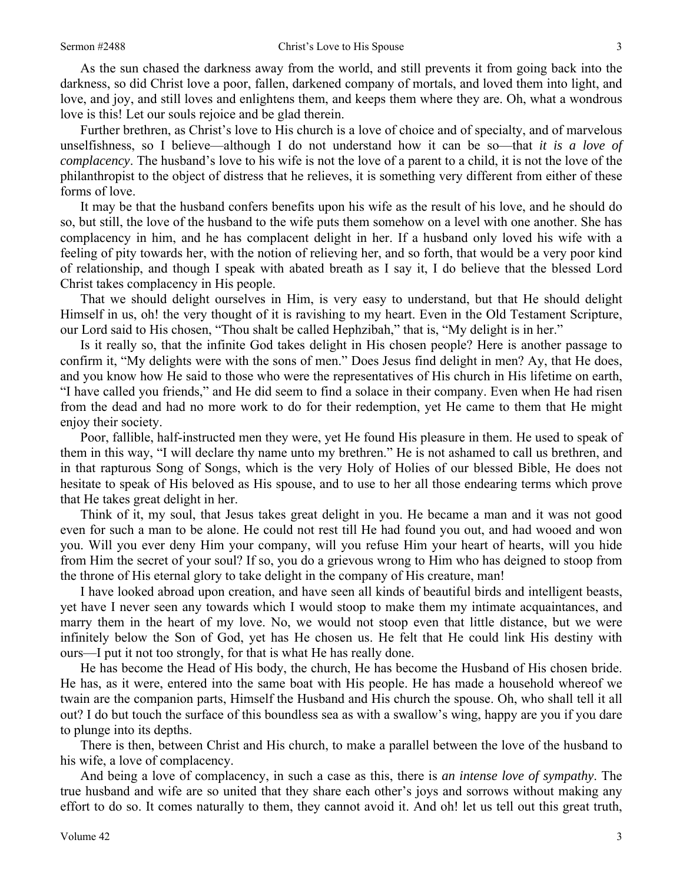As the sun chased the darkness away from the world, and still prevents it from going back into the darkness, so did Christ love a poor, fallen, darkened company of mortals, and loved them into light, and love, and joy, and still loves and enlightens them, and keeps them where they are. Oh, what a wondrous love is this! Let our souls rejoice and be glad therein.

Further brethren, as Christ's love to His church is a love of choice and of specialty, and of marvelous unselfishness, so I believe—although I do not understand how it can be so—that *it is a love of complacency*. The husband's love to his wife is not the love of a parent to a child, it is not the love of the philanthropist to the object of distress that he relieves, it is something very different from either of these forms of love.

It may be that the husband confers benefits upon his wife as the result of his love, and he should do so, but still, the love of the husband to the wife puts them somehow on a level with one another. She has complacency in him, and he has complacent delight in her. If a husband only loved his wife with a feeling of pity towards her, with the notion of relieving her, and so forth, that would be a very poor kind of relationship, and though I speak with abated breath as I say it, I do believe that the blessed Lord Christ takes complacency in His people.

That we should delight ourselves in Him, is very easy to understand, but that He should delight Himself in us, oh! the very thought of it is ravishing to my heart. Even in the Old Testament Scripture, our Lord said to His chosen, "Thou shalt be called Hephzibah," that is, "My delight is in her."

Is it really so, that the infinite God takes delight in His chosen people? Here is another passage to confirm it, "My delights were with the sons of men." Does Jesus find delight in men? Ay, that He does, and you know how He said to those who were the representatives of His church in His lifetime on earth, "I have called you friends," and He did seem to find a solace in their company. Even when He had risen from the dead and had no more work to do for their redemption, yet He came to them that He might enjoy their society.

Poor, fallible, half-instructed men they were, yet He found His pleasure in them. He used to speak of them in this way, "I will declare thy name unto my brethren." He is not ashamed to call us brethren, and in that rapturous Song of Songs, which is the very Holy of Holies of our blessed Bible, He does not hesitate to speak of His beloved as His spouse, and to use to her all those endearing terms which prove that He takes great delight in her.

Think of it, my soul, that Jesus takes great delight in you. He became a man and it was not good even for such a man to be alone. He could not rest till He had found you out, and had wooed and won you. Will you ever deny Him your company, will you refuse Him your heart of hearts, will you hide from Him the secret of your soul? If so, you do a grievous wrong to Him who has deigned to stoop from the throne of His eternal glory to take delight in the company of His creature, man!

I have looked abroad upon creation, and have seen all kinds of beautiful birds and intelligent beasts, yet have I never seen any towards which I would stoop to make them my intimate acquaintances, and marry them in the heart of my love. No, we would not stoop even that little distance, but we were infinitely below the Son of God, yet has He chosen us. He felt that He could link His destiny with ours—I put it not too strongly, for that is what He has really done.

He has become the Head of His body, the church, He has become the Husband of His chosen bride. He has, as it were, entered into the same boat with His people. He has made a household whereof we twain are the companion parts, Himself the Husband and His church the spouse. Oh, who shall tell it all out? I do but touch the surface of this boundless sea as with a swallow's wing, happy are you if you dare to plunge into its depths.

There is then, between Christ and His church, to make a parallel between the love of the husband to his wife, a love of complacency.

And being a love of complacency, in such a case as this, there is *an intense love of sympathy*. The true husband and wife are so united that they share each other's joys and sorrows without making any effort to do so. It comes naturally to them, they cannot avoid it. And oh! let us tell out this great truth,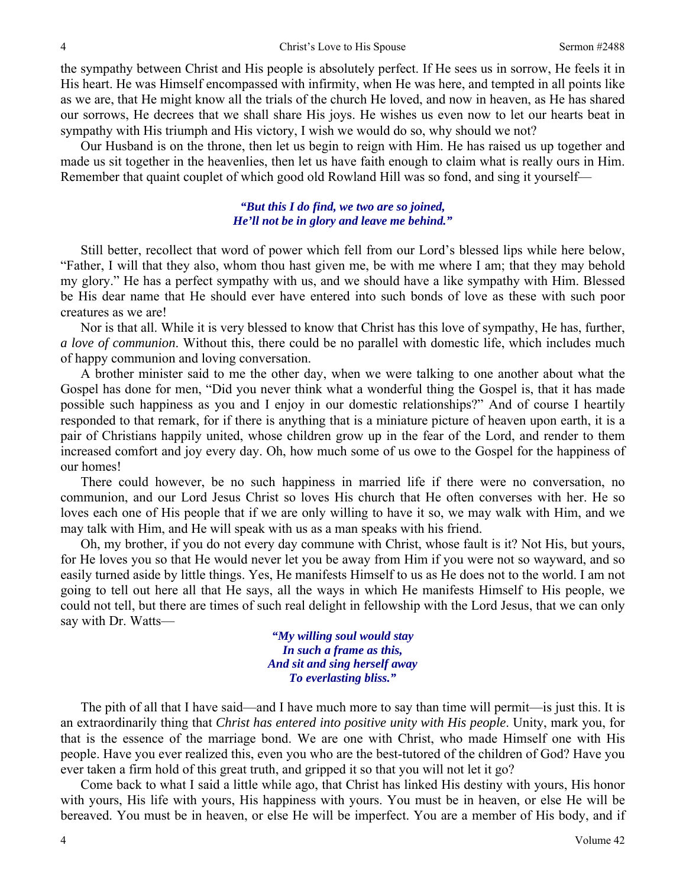the sympathy between Christ and His people is absolutely perfect. If He sees us in sorrow, He feels it in His heart. He was Himself encompassed with infirmity, when He was here, and tempted in all points like as we are, that He might know all the trials of the church He loved, and now in heaven, as He has shared our sorrows, He decrees that we shall share His joys. He wishes us even now to let our hearts beat in sympathy with His triumph and His victory, I wish we would do so, why should we not?

Our Husband is on the throne, then let us begin to reign with Him. He has raised us up together and made us sit together in the heavenlies, then let us have faith enough to claim what is really ours in Him. Remember that quaint couplet of which good old Rowland Hill was so fond, and sing it yourself—

> ***"But this I do find, we two are so joined,***
> ***He'll not be in glory and leave me behind."***

Still better, recollect that word of power which fell from our Lord's blessed lips while here below, "Father, I will that they also, whom thou hast given me, be with me where I am; that they may behold my glory." He has a perfect sympathy with us, and we should have a like sympathy with Him. Blessed be His dear name that He should ever have entered into such bonds of love as these with such poor creatures as we are!

Nor is that all. While it is very blessed to know that Christ has this love of sympathy, He has, further, *a love of communion*. Without this, there could be no parallel with domestic life, which includes much of happy communion and loving conversation.

A brother minister said to me the other day, when we were talking to one another about what the Gospel has done for men, "Did you never think what a wonderful thing the Gospel is, that it has made possible such happiness as you and I enjoy in our domestic relationships?" And of course I heartily responded to that remark, for if there is anything that is a miniature picture of heaven upon earth, it is a pair of Christians happily united, whose children grow up in the fear of the Lord, and render to them increased comfort and joy every day. Oh, how much some of us owe to the Gospel for the happiness of our homes!

There could however, be no such happiness in married life if there were no conversation, no communion, and our Lord Jesus Christ so loves His church that He often converses with her. He so loves each one of His people that if we are only willing to have it so, we may walk with Him, and we may talk with Him, and He will speak with us as a man speaks with his friend.

Oh, my brother, if you do not every day commune with Christ, whose fault is it? Not His, but yours, for He loves you so that He would never let you be away from Him if you were not so wayward, and so easily turned aside by little things. Yes, He manifests Himself to us as He does not to the world. I am not going to tell out here all that He says, all the ways in which He manifests Himself to His people, we could not tell, but there are times of such real delight in fellowship with the Lord Jesus, that we can only say with Dr. Watts—

> ***"My willing soul would stay***
> ***In such a frame as this,***
> ***And sit and sing herself away***
> ***To everlasting bliss."***

The pith of all that I have said—and I have much more to say than time will permit—is just this. It is an extraordinarily thing that *Christ has entered into positive unity with His people*. Unity, mark you, for that is the essence of the marriage bond. We are one with Christ, who made Himself one with His people. Have you ever realized this, even you who are the best-tutored of the children of God? Have you ever taken a firm hold of this great truth, and gripped it so that you will not let it go?

Come back to what I said a little while ago, that Christ has linked His destiny with yours, His honor with yours, His life with yours, His happiness with yours. You must be in heaven, or else He will be bereaved. You must be in heaven, or else He will be imperfect. You are a member of His body, and if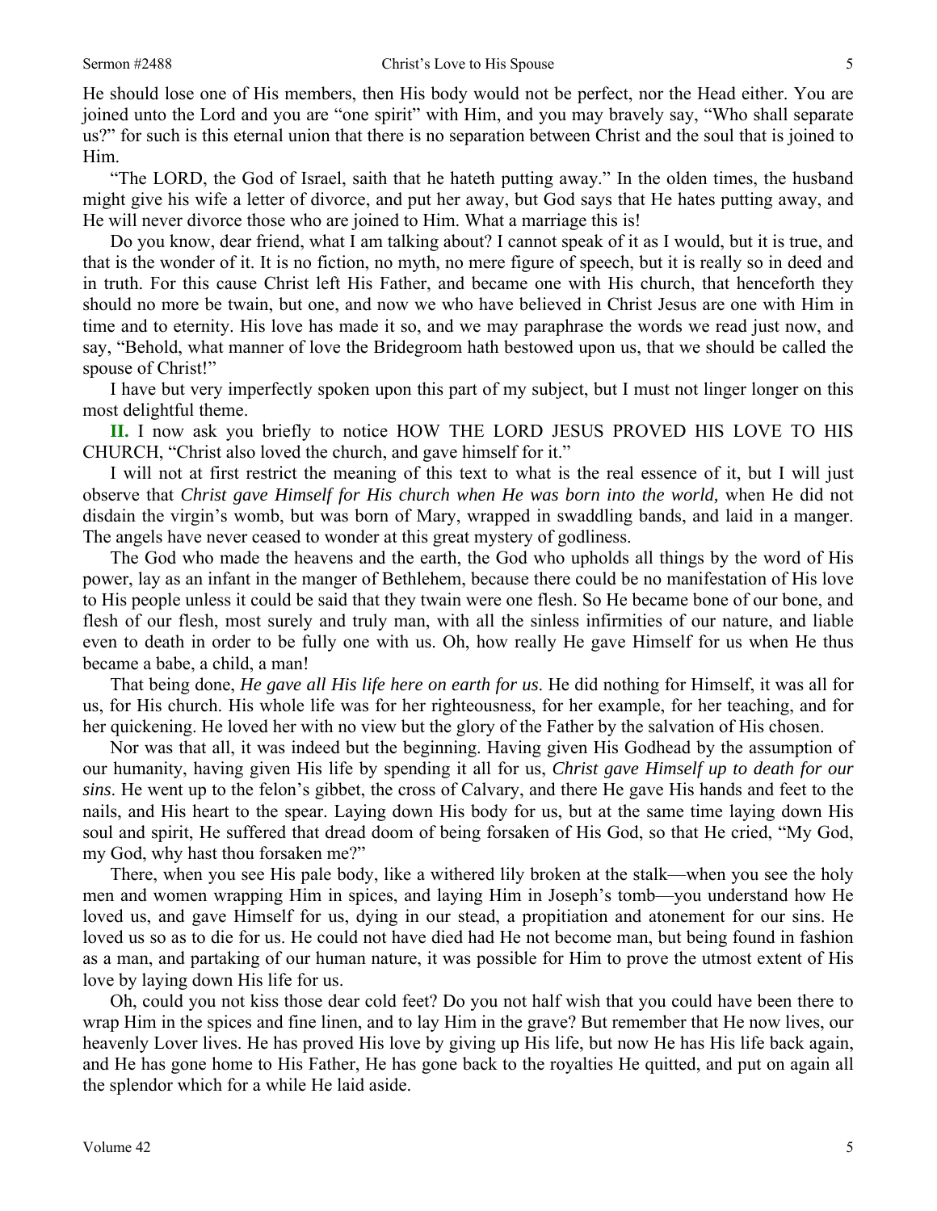He should lose one of His members, then His body would not be perfect, nor the Head either. You are joined unto the Lord and you are "one spirit" with Him, and you may bravely say, "Who shall separate us?" for such is this eternal union that there is no separation between Christ and the soul that is joined to Him.

"The LORD, the God of Israel, saith that he hateth putting away." In the olden times, the husband might give his wife a letter of divorce, and put her away, but God says that He hates putting away, and He will never divorce those who are joined to Him. What a marriage this is!

Do you know, dear friend, what I am talking about? I cannot speak of it as I would, but it is true, and that is the wonder of it. It is no fiction, no myth, no mere figure of speech, but it is really so in deed and in truth. For this cause Christ left His Father, and became one with His church, that henceforth they should no more be twain, but one, and now we who have believed in Christ Jesus are one with Him in time and to eternity. His love has made it so, and we may paraphrase the words we read just now, and say, "Behold, what manner of love the Bridegroom hath bestowed upon us, that we should be called the spouse of Christ!"

I have but very imperfectly spoken upon this part of my subject, but I must not linger longer on this most delightful theme.

**II.** I now ask you briefly to notice HOW THE LORD JESUS PROVED HIS LOVE TO HIS CHURCH, "Christ also loved the church, and gave himself for it."

I will not at first restrict the meaning of this text to what is the real essence of it, but I will just observe that *Christ gave Himself for His church when He was born into the world,* when He did not disdain the virgin's womb, but was born of Mary, wrapped in swaddling bands, and laid in a manger. The angels have never ceased to wonder at this great mystery of godliness.

The God who made the heavens and the earth, the God who upholds all things by the word of His power, lay as an infant in the manger of Bethlehem, because there could be no manifestation of His love to His people unless it could be said that they twain were one flesh. So He became bone of our bone, and flesh of our flesh, most surely and truly man, with all the sinless infirmities of our nature, and liable even to death in order to be fully one with us. Oh, how really He gave Himself for us when He thus became a babe, a child, a man!

That being done, *He gave all His life here on earth for us*. He did nothing for Himself, it was all for us, for His church. His whole life was for her righteousness, for her example, for her teaching, and for her quickening. He loved her with no view but the glory of the Father by the salvation of His chosen.

Nor was that all, it was indeed but the beginning. Having given His Godhead by the assumption of our humanity, having given His life by spending it all for us, *Christ gave Himself up to death for our sins*. He went up to the felon's gibbet, the cross of Calvary, and there He gave His hands and feet to the nails, and His heart to the spear. Laying down His body for us, but at the same time laying down His soul and spirit, He suffered that dread doom of being forsaken of His God, so that He cried, "My God, my God, why hast thou forsaken me?"

There, when you see His pale body, like a withered lily broken at the stalk—when you see the holy men and women wrapping Him in spices, and laying Him in Joseph's tomb—you understand how He loved us, and gave Himself for us, dying in our stead, a propitiation and atonement for our sins. He loved us so as to die for us. He could not have died had He not become man, but being found in fashion as a man, and partaking of our human nature, it was possible for Him to prove the utmost extent of His love by laying down His life for us.

Oh, could you not kiss those dear cold feet? Do you not half wish that you could have been there to wrap Him in the spices and fine linen, and to lay Him in the grave? But remember that He now lives, our heavenly Lover lives. He has proved His love by giving up His life, but now He has His life back again, and He has gone home to His Father, He has gone back to the royalties He quitted, and put on again all the splendor which for a while He laid aside.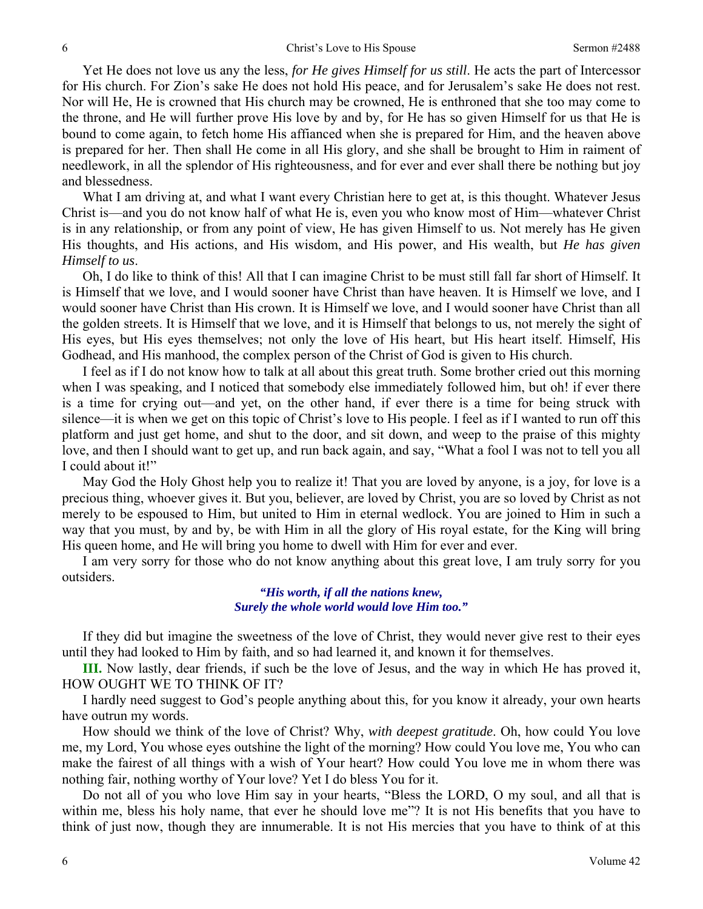Yet He does not love us any the less, *for He gives Himself for us still*. He acts the part of Intercessor for His church. For Zion's sake He does not hold His peace, and for Jerusalem's sake He does not rest. Nor will He, He is crowned that His church may be crowned, He is enthroned that she too may come to the throne, and He will further prove His love by and by, for He has so given Himself for us that He is bound to come again, to fetch home His affianced when she is prepared for Him, and the heaven above is prepared for her. Then shall He come in all His glory, and she shall be brought to Him in raiment of needlework, in all the splendor of His righteousness, and for ever and ever shall there be nothing but joy and blessedness.

What I am driving at, and what I want every Christian here to get at, is this thought. Whatever Jesus Christ is—and you do not know half of what He is, even you who know most of Him—whatever Christ is in any relationship, or from any point of view, He has given Himself to us. Not merely has He given His thoughts, and His actions, and His wisdom, and His power, and His wealth, but *He has given Himself to us*.

Oh, I do like to think of this! All that I can imagine Christ to be must still fall far short of Himself. It is Himself that we love, and I would sooner have Christ than have heaven. It is Himself we love, and I would sooner have Christ than His crown. It is Himself we love, and I would sooner have Christ than all the golden streets. It is Himself that we love, and it is Himself that belongs to us, not merely the sight of His eyes, but His eyes themselves; not only the love of His heart, but His heart itself. Himself, His Godhead, and His manhood, the complex person of the Christ of God is given to His church.

I feel as if I do not know how to talk at all about this great truth. Some brother cried out this morning when I was speaking, and I noticed that somebody else immediately followed him, but oh! if ever there is a time for crying out—and yet, on the other hand, if ever there is a time for being struck with silence—it is when we get on this topic of Christ's love to His people. I feel as if I wanted to run off this platform and just get home, and shut to the door, and sit down, and weep to the praise of this mighty love, and then I should want to get up, and run back again, and say, "What a fool I was not to tell you all I could about it!"

May God the Holy Ghost help you to realize it! That you are loved by anyone, is a joy, for love is a precious thing, whoever gives it. But you, believer, are loved by Christ, you are so loved by Christ as not merely to be espoused to Him, but united to Him in eternal wedlock. You are joined to Him in such a way that you must, by and by, be with Him in all the glory of His royal estate, for the King will bring His queen home, and He will bring you home to dwell with Him for ever and ever.

I am very sorry for those who do not know anything about this great love, I am truly sorry for you outsiders.

> ***"His worth, if all the nations knew,***
> ***Surely the whole world would love Him too."***

If they did but imagine the sweetness of the love of Christ, they would never give rest to their eyes until they had looked to Him by faith, and so had learned it, and known it for themselves.

**III.** Now lastly, dear friends, if such be the love of Jesus, and the way in which He has proved it, HOW OUGHT WE TO THINK OF IT?

I hardly need suggest to God's people anything about this, for you know it already, your own hearts have outrun my words.

How should we think of the love of Christ? Why, *with deepest gratitude*. Oh, how could You love me, my Lord, You whose eyes outshine the light of the morning? How could You love me, You who can make the fairest of all things with a wish of Your heart? How could You love me in whom there was nothing fair, nothing worthy of Your love? Yet I do bless You for it.

Do not all of you who love Him say in your hearts, "Bless the LORD, O my soul, and all that is within me, bless his holy name, that ever he should love me"? It is not His benefits that you have to think of just now, though they are innumerable. It is not His mercies that you have to think of at this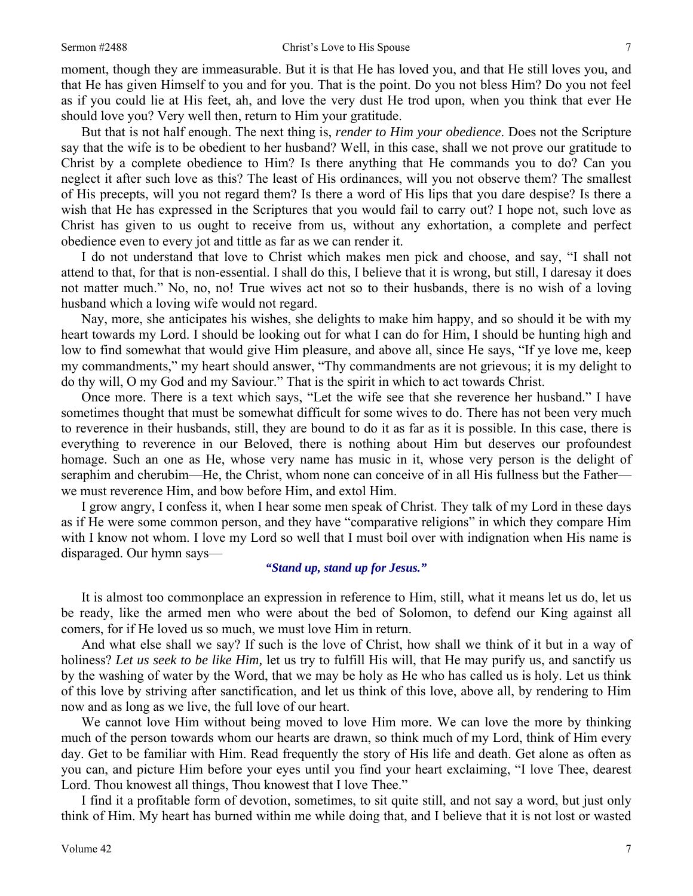moment, though they are immeasurable. But it is that He has loved you, and that He still loves you, and that He has given Himself to you and for you. That is the point. Do you not bless Him? Do you not feel as if you could lie at His feet, ah, and love the very dust He trod upon, when you think that ever He should love you? Very well then, return to Him your gratitude.

But that is not half enough. The next thing is, *render to Him your obedience*. Does not the Scripture say that the wife is to be obedient to her husband? Well, in this case, shall we not prove our gratitude to Christ by a complete obedience to Him? Is there anything that He commands you to do? Can you neglect it after such love as this? The least of His ordinances, will you not observe them? The smallest of His precepts, will you not regard them? Is there a word of His lips that you dare despise? Is there a wish that He has expressed in the Scriptures that you would fail to carry out? I hope not, such love as Christ has given to us ought to receive from us, without any exhortation, a complete and perfect obedience even to every jot and tittle as far as we can render it.

I do not understand that love to Christ which makes men pick and choose, and say, "I shall not attend to that, for that is non-essential. I shall do this, I believe that it is wrong, but still, I daresay it does not matter much." No, no, no! True wives act not so to their husbands, there is no wish of a loving husband which a loving wife would not regard.

Nay, more, she anticipates his wishes, she delights to make him happy, and so should it be with my heart towards my Lord. I should be looking out for what I can do for Him, I should be hunting high and low to find somewhat that would give Him pleasure, and above all, since He says, "If ye love me, keep my commandments," my heart should answer, "Thy commandments are not grievous; it is my delight to do thy will, O my God and my Saviour." That is the spirit in which to act towards Christ.

Once more. There is a text which says, "Let the wife see that she reverence her husband." I have sometimes thought that must be somewhat difficult for some wives to do. There has not been very much to reverence in their husbands, still, they are bound to do it as far as it is possible. In this case, there is everything to reverence in our Beloved, there is nothing about Him but deserves our profoundest homage. Such an one as He, whose very name has music in it, whose very person is the delight of seraphim and cherubim—He, the Christ, whom none can conceive of in all His fullness but the Father—we must reverence Him, and bow before Him, and extol Him.

I grow angry, I confess it, when I hear some men speak of Christ. They talk of my Lord in these days as if He were some common person, and they have "comparative religions" in which they compare Him with I know not whom. I love my Lord so well that I must boil over with indignation when His name is disparaged. Our hymn says—

***"Stand up, stand up for Jesus."***

It is almost too commonplace an expression in reference to Him, still, what it means let us do, let us be ready, like the armed men who were about the bed of Solomon, to defend our King against all comers, for if He loved us so much, we must love Him in return.

And what else shall we say? If such is the love of Christ, how shall we think of it but in a way of holiness? *Let us seek to be like Him,* let us try to fulfill His will, that He may purify us, and sanctify us by the washing of water by the Word, that we may be holy as He who has called us is holy. Let us think of this love by striving after sanctification, and let us think of this love, above all, by rendering to Him now and as long as we live, the full love of our heart.

We cannot love Him without being moved to love Him more. We can love the more by thinking much of the person towards whom our hearts are drawn, so think much of my Lord, think of Him every day. Get to be familiar with Him. Read frequently the story of His life and death. Get alone as often as you can, and picture Him before your eyes until you find your heart exclaiming, "I love Thee, dearest Lord. Thou knowest all things, Thou knowest that I love Thee."

I find it a profitable form of devotion, sometimes, to sit quite still, and not say a word, but just only think of Him. My heart has burned within me while doing that, and I believe that it is not lost or wasted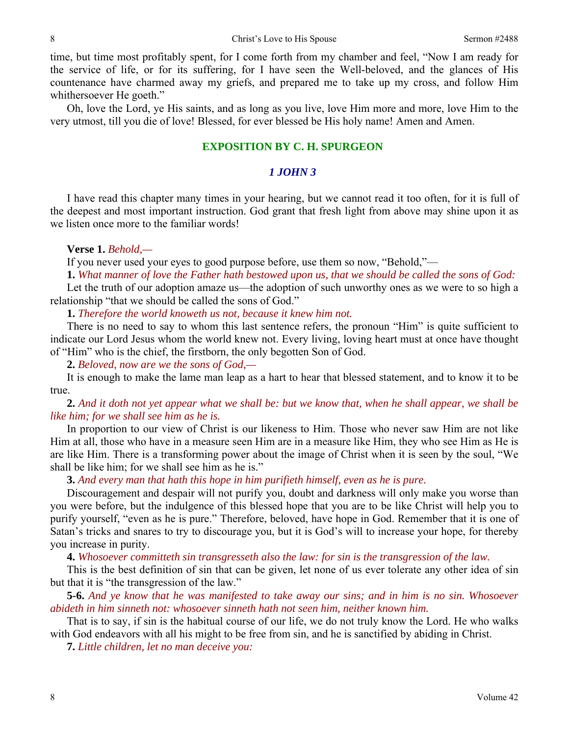time, but time most profitably spent, for I come forth from my chamber and feel, "Now I am ready for the service of life, or for its suffering, for I have seen the Well-beloved, and the glances of His countenance have charmed away my griefs, and prepared me to take up my cross, and follow Him whithersoever He goeth."

Oh, love the Lord, ye His saints, and as long as you live, love Him more and more, love Him to the very utmost, till you die of love! Blessed, for ever blessed be His holy name! Amen and Amen.

## EXPOSITION BY C. H. SPURGEON

### *1 JOHN 3*

I have read this chapter many times in your hearing, but we cannot read it too often, for it is full of the deepest and most important instruction. God grant that fresh light from above may shine upon it as we listen once more to the familiar words!

**Verse 1.** *Behold,—*

If you never used your eyes to good purpose before, use them so now, "Behold,"—

**1.** *What manner of love the Father hath bestowed upon us, that we should be called the sons of God:*

Let the truth of our adoption amaze us—the adoption of such unworthy ones as we were to so high a relationship "that we should be called the sons of God."

**1.** *Therefore the world knoweth us not, because it knew him not.*

There is no need to say to whom this last sentence refers, the pronoun "Him" is quite sufficient to indicate our Lord Jesus whom the world knew not. Every living, loving heart must at once have thought of "Him" who is the chief, the firstborn, the only begotten Son of God.

**2.** *Beloved, now are we the sons of God,—*

It is enough to make the lame man leap as a hart to hear that blessed statement, and to know it to be true.

**2.** *And it doth not yet appear what we shall be: but we know that, when he shall appear, we shall be like him; for we shall see him as he is.*

In proportion to our view of Christ is our likeness to Him. Those who never saw Him are not like Him at all, those who have in a measure seen Him are in a measure like Him, they who see Him as He is are like Him. There is a transforming power about the image of Christ when it is seen by the soul, "We shall be like him; for we shall see him as he is."

**3.** *And every man that hath this hope in him purifieth himself, even as he is pure.*

Discouragement and despair will not purify you, doubt and darkness will only make you worse than you were before, but the indulgence of this blessed hope that you are to be like Christ will help you to purify yourself, "even as he is pure." Therefore, beloved, have hope in God. Remember that it is one of Satan's tricks and snares to try to discourage you, but it is God's will to increase your hope, for thereby you increase in purity.

**4.** *Whosoever committeth sin transgresseth also the law: for sin is the transgression of the law.*

This is the best definition of sin that can be given, let none of us ever tolerate any other idea of sin but that it is "the transgression of the law."

**5-6.** *And ye know that he was manifested to take away our sins; and in him is no sin. Whosoever abideth in him sinneth not: whosoever sinneth hath not seen him, neither known him.*

That is to say, if sin is the habitual course of our life, we do not truly know the Lord. He who walks with God endeavors with all his might to be free from sin, and he is sanctified by abiding in Christ.

**7.** *Little children, let no man deceive you:*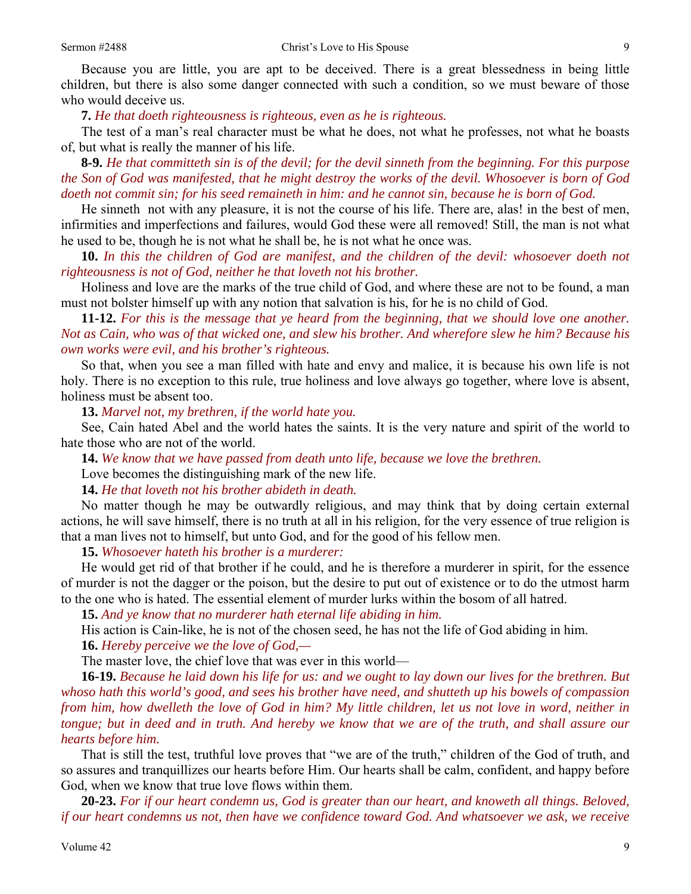Because you are little, you are apt to be deceived. There is a great blessedness in being little children, but there is also some danger connected with such a condition, so we must beware of those who would deceive us.

**7.** *He that doeth righteousness is righteous, even as he is righteous.*

The test of a man's real character must be what he does, not what he professes, not what he boasts of, but what is really the manner of his life.

**8-9.** *He that committeth sin is of the devil; for the devil sinneth from the beginning. For this purpose the Son of God was manifested, that he might destroy the works of the devil. Whosoever is born of God doeth not commit sin; for his seed remaineth in him: and he cannot sin, because he is born of God.*

He sinneth not with any pleasure, it is not the course of his life. There are, alas! in the best of men, infirmities and imperfections and failures, would God these were all removed! Still, the man is not what he used to be, though he is not what he shall be, he is not what he once was.

**10.** *In this the children of God are manifest, and the children of the devil: whosoever doeth not righteousness is not of God, neither he that loveth not his brother.*

Holiness and love are the marks of the true child of God, and where these are not to be found, a man must not bolster himself up with any notion that salvation is his, for he is no child of God.

**11-12.** *For this is the message that ye heard from the beginning, that we should love one another. Not as Cain, who was of that wicked one, and slew his brother. And wherefore slew he him? Because his own works were evil, and his brother's righteous.*

So that, when you see a man filled with hate and envy and malice, it is because his own life is not holy. There is no exception to this rule, true holiness and love always go together, where love is absent, holiness must be absent too.

**13.** *Marvel not, my brethren, if the world hate you.*

See, Cain hated Abel and the world hates the saints. It is the very nature and spirit of the world to hate those who are not of the world.

**14.** *We know that we have passed from death unto life, because we love the brethren.*

Love becomes the distinguishing mark of the new life.

**14.** *He that loveth not his brother abideth in death.*

No matter though he may be outwardly religious, and may think that by doing certain external actions, he will save himself, there is no truth at all in his religion, for the very essence of true religion is that a man lives not to himself, but unto God, and for the good of his fellow men.

**15.** *Whosoever hateth his brother is a murderer:*

He would get rid of that brother if he could, and he is therefore a murderer in spirit, for the essence of murder is not the dagger or the poison, but the desire to put out of existence or to do the utmost harm to the one who is hated. The essential element of murder lurks within the bosom of all hatred.

**15.** *And ye know that no murderer hath eternal life abiding in him.*

His action is Cain-like, he is not of the chosen seed, he has not the life of God abiding in him.

**16.** *Hereby perceive we the love of God,—*

The master love, the chief love that was ever in this world—

**16-19.** *Because he laid down his life for us: and we ought to lay down our lives for the brethren. But whoso hath this world's good, and sees his brother have need, and shutteth up his bowels of compassion from him, how dwelleth the love of God in him? My little children, let us not love in word, neither in tongue; but in deed and in truth. And hereby we know that we are of the truth, and shall assure our hearts before him.*

That is still the test, truthful love proves that "we are of the truth," children of the God of truth, and so assures and tranquillizes our hearts before Him. Our hearts shall be calm, confident, and happy before God, when we know that true love flows within them.

**20-23.** *For if our heart condemn us, God is greater than our heart, and knoweth all things. Beloved, if our heart condemns us not, then have we confidence toward God. And whatsoever we ask, we receive*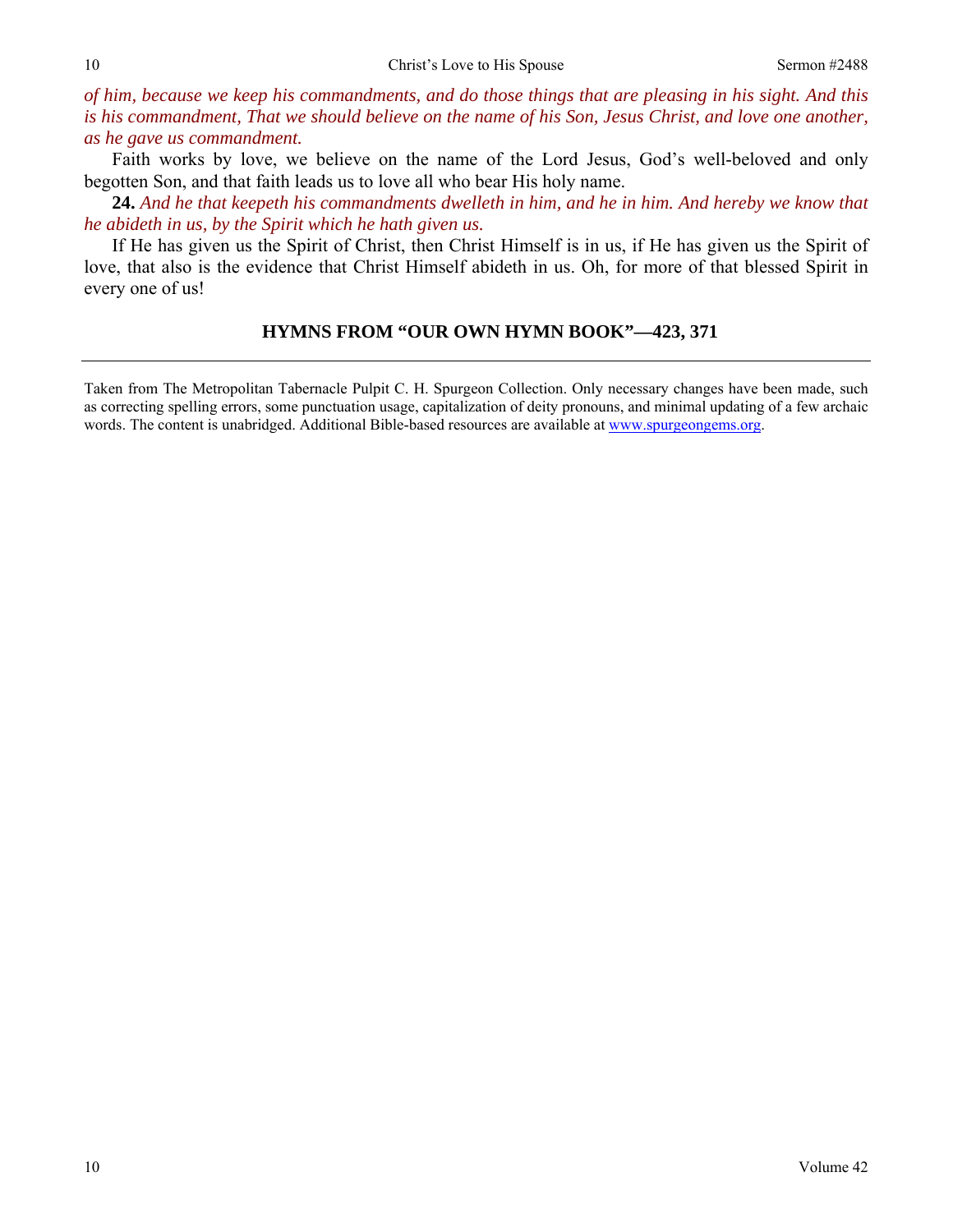*of him, because we keep his commandments, and do those things that are pleasing in his sight. And this is his commandment, That we should believe on the name of his Son, Jesus Christ, and love one another, as he gave us commandment.*

Faith works by love, we believe on the name of the Lord Jesus, God's well-beloved and only begotten Son, and that faith leads us to love all who bear His holy name.

**24.** *And he that keepeth his commandments dwelleth in him, and he in him. And hereby we know that he abideth in us, by the Spirit which he hath given us.*

If He has given us the Spirit of Christ, then Christ Himself is in us, if He has given us the Spirit of love, that also is the evidence that Christ Himself abideth in us. Oh, for more of that blessed Spirit in every one of us!

## HYMNS FROM "OUR OWN HYMN BOOK"—423, 371

---

Taken from The Metropolitan Tabernacle Pulpit C. H. Spurgeon Collection. Only necessary changes have been made, such as correcting spelling errors, some punctuation usage, capitalization of deity pronouns, and minimal updating of a few archaic words. The content is unabridged. Additional Bible-based resources are available at www.spurgeongems.org.